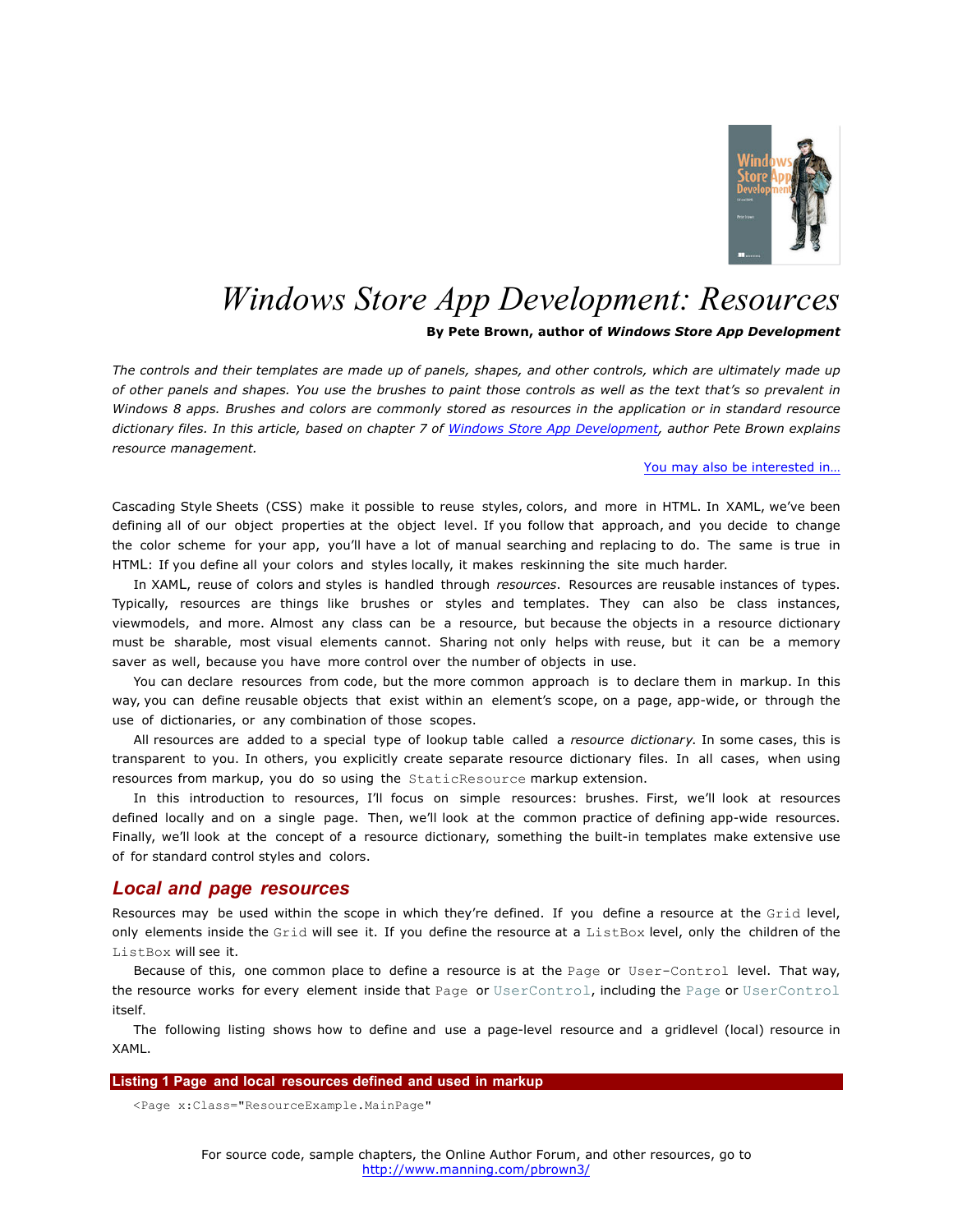# *Windows Store App Development: Resources*

**By Pete Brown, author of *Windows Store App Development***

*The controls and their templates are made up of panels, shapes, and other controls, which are ultimately made up of other panels and shapes. You use the brushes to paint those controls as well as the text that's so prevalent in Windows 8 apps. Brushes and colors are commonly stored as resources in the application or in standard resource dictionary files. In this article, based on chapter 7 of [Windows Store App Development](http://www.manning.com/pbrown3/), author Pete Brown explains resource management.*

You may also be interested in…

Cascading Style Sheets (CSS) make it possible to reuse styles, colors, and more in HTML. In XAML, we've been defining all of our object properties at the object level. If you follow that approach, and you decide to change the color scheme for your app, you'll have a lot of manual searching and replacing to do. The same is true in HTML: If you define all your colors and styles locally, it makes reskinning the site much harder.

In XAML, reuse of colors and styles is handled through *resources*. Resources are reusable instances of types. Typically, resources are things like brushes or styles and templates. They can also be class instances, viewmodels, and more. Almost any class can be a resource, but because the objects in a resource dictionary must be sharable, most visual elements cannot. Sharing not only helps with reuse, but it can be a memory saver as well, because you have more control over the number of objects in use.

You can declare resources from code, but the more common approach is to declare them in markup. In this way, you can define reusable objects that exist within an element's scope, on a page, app-wide, or through the use of dictionaries, or any combination of those scopes.

All resources are added to a special type of lookup table called a *resource dictionary*. In some cases, this is transparent to you. In others, you explicitly create separate resource dictionary files. In all cases, when using resources from markup, you do so using the `StaticResource` markup extension.

In this introduction to resources, I'll focus on simple resources: brushes. First, we'll look at resources defined locally and on a single page. Then, we'll look at the common practice of defining app-wide resources. Finally, we'll look at the concept of a resource dictionary, something the built-in templates make extensive use of for standard control styles and colors.

## *Local and page resources*

Resources may be used within the scope in which they're defined. If you define a resource at the `Grid` level, only elements inside the `Grid` will see it. If you define the resource at a `ListBox` level, only the children of the `ListBox` will see it.

Because of this, one common place to define a resource is at the `Page` or `User-Control` level. That way, the resource works for every element inside that `Page` or `UserControl`, including the `Page` or `UserControl` itself.

The following listing shows how to define and use a page-level resource and a gridlevel (local) resource in XAML.

**Listing 1 Page and local resources defined and used in markup**

```
<Page x:Class="ResourceExample.MainPage"
```

For source code, sample chapters, the Online Author Forum, and other resources, go to http://www.manning.com/pbrown3/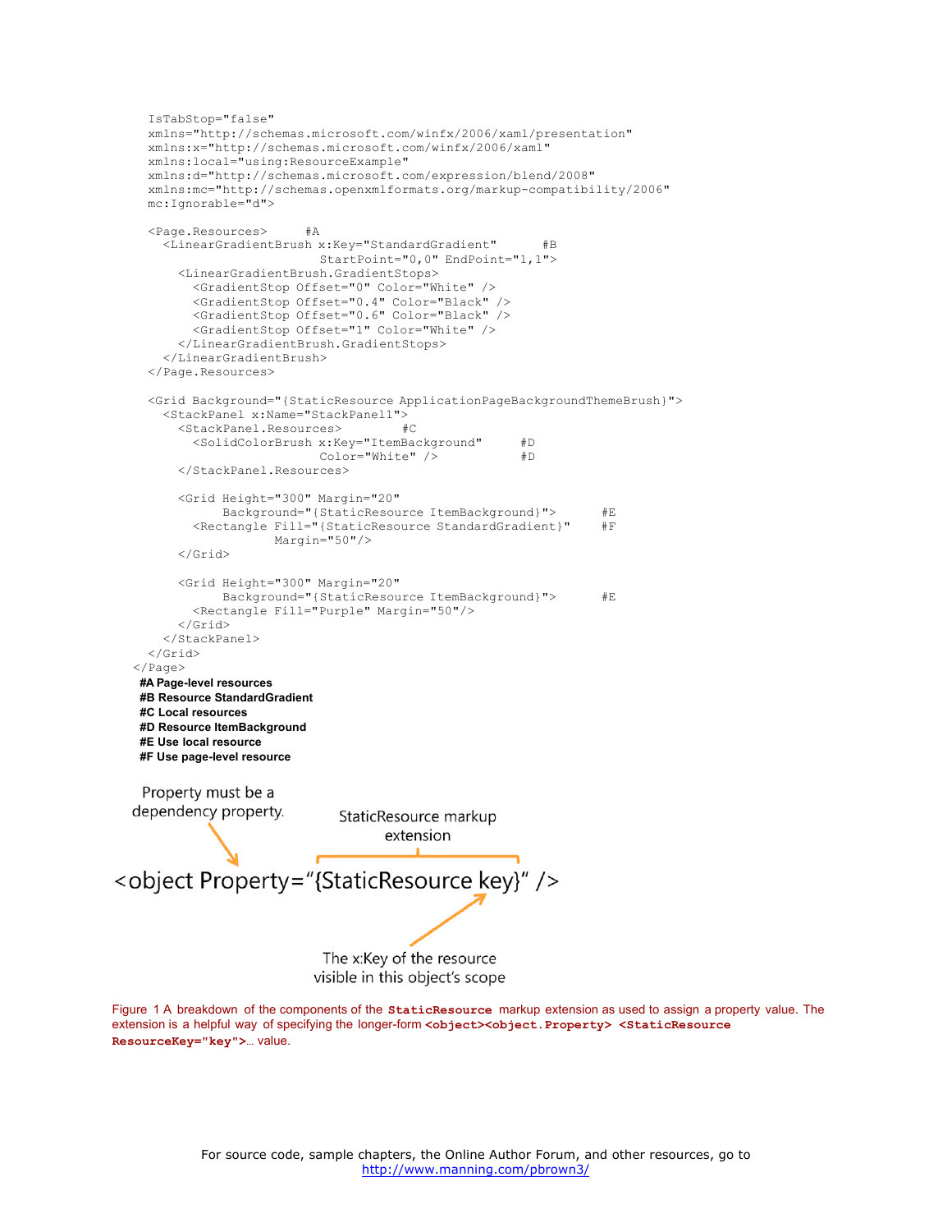```
    IsTabStop="false"
    xmlns="http://schemas.microsoft.com/winfx/2006/xaml/presentation"
    xmlns:x="http://schemas.microsoft.com/winfx/2006/xaml"
    xmlns:local="using:ResourceExample"
    xmlns:d="http://schemas.microsoft.com/expression/blend/2008"
    xmlns:mc="http://schemas.openxmlformats.org/markup-compatibility/2006"
    mc:Ignorable="d">

    <Page.Resources>     #A
      <LinearGradientBrush x:Key="StandardGradient"      #B
                           StartPoint="0,0" EndPoint="1,1">
        <LinearGradientBrush.GradientStops>
          <GradientStop Offset="0" Color="White" />
          <GradientStop Offset="0.4" Color="Black" />
          <GradientStop Offset="0.6" Color="Black" />
          <GradientStop Offset="1" Color="White" />
        </LinearGradientBrush.GradientStops>
      </LinearGradientBrush>
    </Page.Resources>

    <Grid Background="{StaticResource ApplicationPageBackgroundThemeBrush}">
      <StackPanel x:Name="StackPanel1">
        <StackPanel.Resources>        #C
          <SolidColorBrush x:Key="ItemBackground"      #D
                           Color="White" />            #D
        </StackPanel.Resources>

        <Grid Height="300" Margin="20"
              Background="{StaticResource ItemBackground}">      #E
          <Rectangle Fill="{StaticResource StandardGradient}"    #F
                     Margin="50"/>
        </Grid>

        <Grid Height="300" Margin="20"
              Background="{StaticResource ItemBackground}">      #E
          <Rectangle Fill="Purple" Margin="50"/>
        </Grid>
      </StackPanel>
    </Grid>
</Page>
```

**#A Page-level resources**
**#B Resource StandardGradient**
**#C Local resources**
**#D Resource ItemBackground**
**#E Use local resource**
**#F Use page-level resource**

Figure 1 A breakdown of the components of the **`StaticResource`** markup extension as used to assign a property value. The extension is a helpful way of specifying the longer-form **`<object><object.Property> <StaticResource ResourceKey="key">`**… value.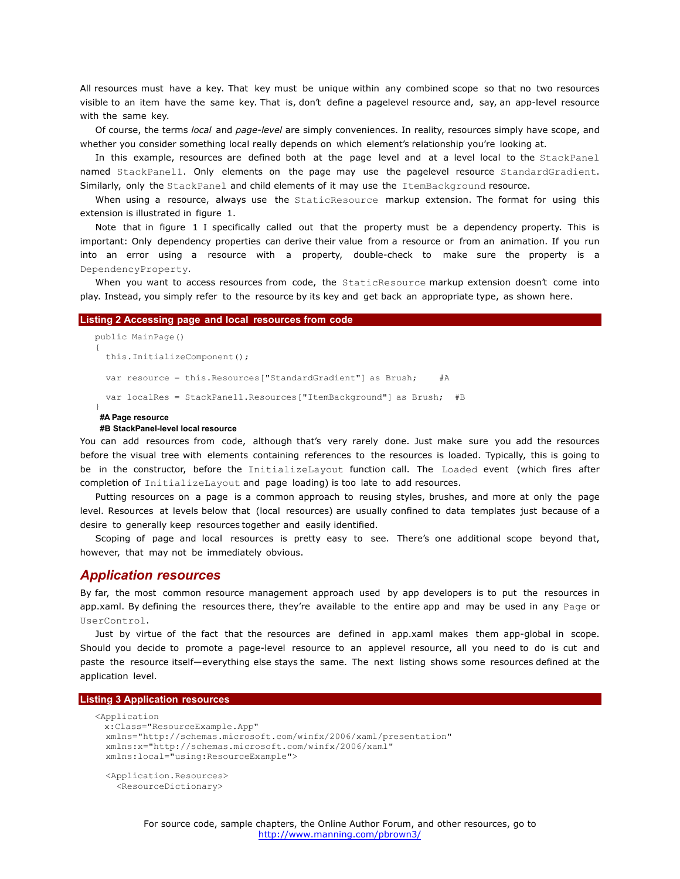All resources must have a key. That key must be unique within any combined scope so that no two resources visible to an item have the same key. That is, don't define a pagelevel resource and, say, an app-level resource with the same key.

Of course, the terms *local* and *page-level* are simply conveniences. In reality, resources simply have scope, and whether you consider something local really depends on which element's relationship you're looking at.

In this example, resources are defined both at the page level and at a level local to the `StackPanel` named `StackPanel1`. Only elements on the page may use the pagelevel resource `StandardGradient`. Similarly, only the `StackPanel` and child elements of it may use the `ItemBackground` resource.

When using a resource, always use the `StaticResource` markup extension. The format for using this extension is illustrated in figure 1.

Note that in figure 1 I specifically called out that the property must be a dependency property. This is important: Only dependency properties can derive their value from a resource or from an animation. If you run into an error using a resource with a property, double-check to make sure the property is a `DependencyProperty`.

When you want to access resources from code, the `StaticResource` markup extension doesn't come into play. Instead, you simply refer to the resource by its key and get back an appropriate type, as shown here.

**Listing 2 Accessing page and local resources from code**

```
public MainPage()
{
  this.InitializeComponent();

  var resource = this.Resources["StandardGradient"] as Brush;    #A

  var localRes = StackPanel1.Resources["ItemBackground"] as Brush;  #B
}
```

**#A Page resource**
**#B StackPanel-level local resource**

You can add resources from code, although that's very rarely done. Just make sure you add the resources before the visual tree with elements containing references to the resources is loaded. Typically, this is going to be in the constructor, before the `InitializeLayout` function call. The `Loaded` event (which fires after completion of `InitializeLayout` and page loading) is too late to add resources.

Putting resources on a page is a common approach to reusing styles, brushes, and more at only the page level. Resources at levels below that (local resources) are usually confined to data templates just because of a desire to generally keep resources together and easily identified.

Scoping of page and local resources is pretty easy to see. There's one additional scope beyond that, however, that may not be immediately obvious.

## Application resources

By far, the most common resource management approach used by app developers is to put the resources in app.xaml. By defining the resources there, they're available to the entire app and may be used in any `Page` or `UserControl`.

Just by virtue of the fact that the resources are defined in app.xaml makes them app-global in scope. Should you decide to promote a page-level resource to an applevel resource, all you need to do is cut and paste the resource itself—everything else stays the same. The next listing shows some resources defined at the application level.

**Listing 3 Application resources**

```
<Application
 x:Class="ResourceExample.App"
 xmlns="http://schemas.microsoft.com/winfx/2006/xaml/presentation"
 xmlns:x="http://schemas.microsoft.com/winfx/2006/xaml"
 xmlns:local="using:ResourceExample">

  <Application.Resources>
    <ResourceDictionary>
```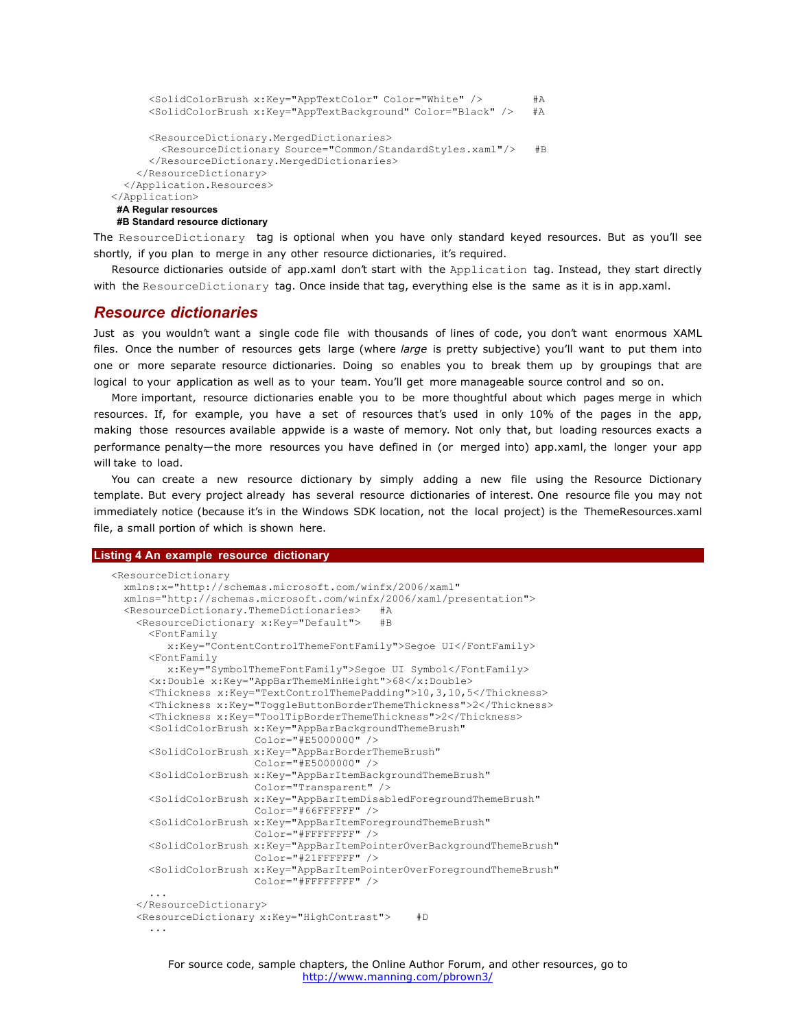```
      <SolidColorBrush x:Key="AppTextColor" Color="White" />         #A
      <SolidColorBrush x:Key="AppTextBackground" Color="Black" />    #A

      <ResourceDictionary.MergedDictionaries>
        <ResourceDictionary Source="Common/StandardStyles.xaml"/>    #B
      </ResourceDictionary.MergedDictionaries>
    </ResourceDictionary>
  </Application.Resources>
</Application>
```

**#A Regular resources**
**#B Standard resource dictionary**

The `ResourceDictionary` tag is optional when you have only standard keyed resources. But as you'll see shortly, if you plan to merge in any other resource dictionaries, it's required.

Resource dictionaries outside of app.xaml don't start with the `Application` tag. Instead, they start directly with the `ResourceDictionary` tag. Once inside that tag, everything else is the same as it is in app.xaml.

## Resource dictionaries

Just as you wouldn't want a single code file with thousands of lines of code, you don't want enormous XAML files. Once the number of resources gets large (where *large* is pretty subjective) you'll want to put them into one or more separate resource dictionaries. Doing so enables you to break them up by groupings that are logical to your application as well as to your team. You'll get more manageable source control and so on.

More important, resource dictionaries enable you to be more thoughtful about which pages merge in which resources. If, for example, you have a set of resources that's used in only 10% of the pages in the app, making those resources available appwide is a waste of memory. Not only that, but loading resources exacts a performance penalty—the more resources you have defined in (or merged into) app.xaml, the longer your app will take to load.

You can create a new resource dictionary by simply adding a new file using the Resource Dictionary template. But every project already has several resource dictionaries of interest. One resource file you may not immediately notice (because it's in the Windows SDK location, not the local project) is the ThemeResources.xaml file, a small portion of which is shown here.

**Listing 4 An example resource dictionary**

```
<ResourceDictionary
  xmlns:x="http://schemas.microsoft.com/winfx/2006/xaml"
  xmlns="http://schemas.microsoft.com/winfx/2006/xaml/presentation">
  <ResourceDictionary.ThemeDictionaries>    #A
    <ResourceDictionary x:Key="Default">    #B
      <FontFamily
         x:Key="ContentControlThemeFontFamily">Segoe UI</FontFamily>
      <FontFamily
         x:Key="SymbolThemeFontFamily">Segoe UI Symbol</FontFamily>
      <x:Double x:Key="AppBarThemeMinHeight">68</x:Double>
      <Thickness x:Key="TextControlThemePadding">10,3,10,5</Thickness>
      <Thickness x:Key="ToggleButtonBorderThemeThickness">2</Thickness>
      <Thickness x:Key="ToolTipBorderThemeThickness">2</Thickness>
      <SolidColorBrush x:Key="AppBarBackgroundThemeBrush"
                       Color="#E5000000" />
      <SolidColorBrush x:Key="AppBarBorderThemeBrush"
                       Color="#E5000000" />
      <SolidColorBrush x:Key="AppBarItemBackgroundThemeBrush"
                       Color="Transparent" />
      <SolidColorBrush x:Key="AppBarItemDisabledForegroundThemeBrush"
                       Color="#66FFFFFF" />
      <SolidColorBrush x:Key="AppBarItemForegroundThemeBrush"
                       Color="#FFFFFFFF" />
      <SolidColorBrush x:Key="AppBarItemPointerOverBackgroundThemeBrush"
                       Color="#21FFFFFF" />
      <SolidColorBrush x:Key="AppBarItemPointerOverForegroundThemeBrush"
                       Color="#FFFFFFFF" />
      ...
    </ResourceDictionary>
    <ResourceDictionary x:Key="HighContrast">    #D
      ...
```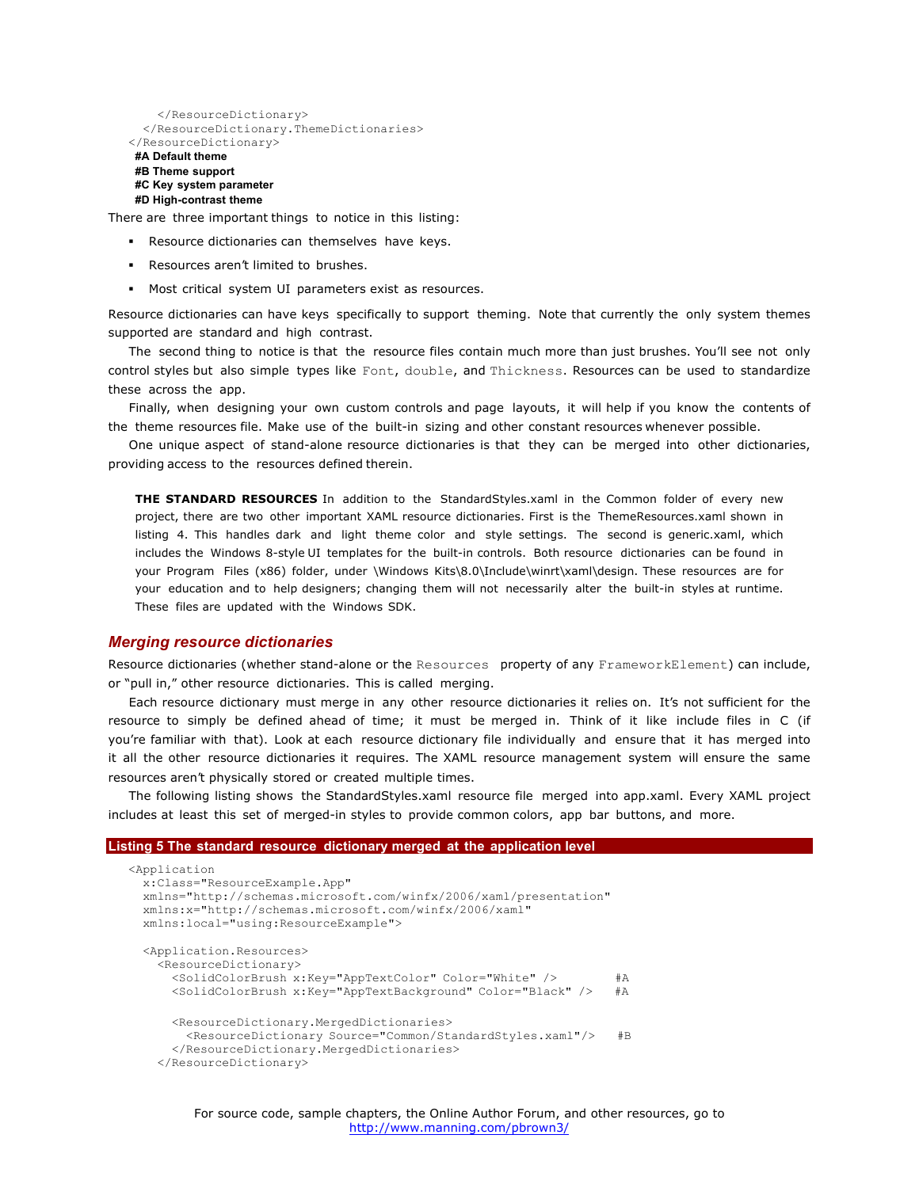```
    </ResourceDictionary>
  </ResourceDictionary.ThemeDictionaries>
</ResourceDictionary>
```

**#A Default theme**
**#B Theme support**
**#C Key system parameter**
**#D High-contrast theme**

There are three important things to notice in this listing:

- Resource dictionaries can themselves have keys.
- Resources aren't limited to brushes.
- Most critical system UI parameters exist as resources.

Resource dictionaries can have keys specifically to support theming. Note that currently the only system themes supported are standard and high contrast.

The second thing to notice is that the resource files contain much more than just brushes. You'll see not only control styles but also simple types like `Font`, `double`, and `Thickness`. Resources can be used to standardize these across the app.

Finally, when designing your own custom controls and page layouts, it will help if you know the contents of the theme resources file. Make use of the built-in sizing and other constant resources whenever possible.

One unique aspect of stand-alone resource dictionaries is that they can be merged into other dictionaries, providing access to the resources defined therein.

> **THE STANDARD RESOURCES** In addition to the StandardStyles.xaml in the Common folder of every new project, there are two other important XAML resource dictionaries. First is the ThemeResources.xaml shown in listing 4. This handles dark and light theme color and style settings. The second is generic.xaml, which includes the Windows 8-style UI templates for the built-in controls. Both resource dictionaries can be found in your Program Files (x86) folder, under \Windows Kits\8.0\Include\winrt\xaml\design. These resources are for your education and to help designers; changing them will not necessarily alter the built-in styles at runtime. These files are updated with the Windows SDK.

### *Merging resource dictionaries*

Resource dictionaries (whether stand-alone or the `Resources` property of any `FrameworkElement`) can include, or "pull in," other resource dictionaries. This is called merging.

Each resource dictionary must merge in any other resource dictionaries it relies on. It's not sufficient for the resource to simply be defined ahead of time; it must be merged in. Think of it like include files in C (if you're familiar with that). Look at each resource dictionary file individually and ensure that it has merged into it all the other resource dictionaries it requires. The XAML resource management system will ensure the same resources aren't physically stored or created multiple times.

The following listing shows the StandardStyles.xaml resource file merged into app.xaml. Every XAML project includes at least this set of merged-in styles to provide common colors, app bar buttons, and more.

**Listing 5 The standard resource dictionary merged at the application level**

```
<Application
  x:Class="ResourceExample.App"
  xmlns="http://schemas.microsoft.com/winfx/2006/xaml/presentation"
  xmlns:x="http://schemas.microsoft.com/winfx/2006/xaml"
  xmlns:local="using:ResourceExample">

  <Application.Resources>
    <ResourceDictionary>
      <SolidColorBrush x:Key="AppTextColor" Color="White" />         #A
      <SolidColorBrush x:Key="AppTextBackground" Color="Black" />    #A

      <ResourceDictionary.MergedDictionaries>
        <ResourceDictionary Source="Common/StandardStyles.xaml"/>    #B
      </ResourceDictionary.MergedDictionaries>
    </ResourceDictionary>
```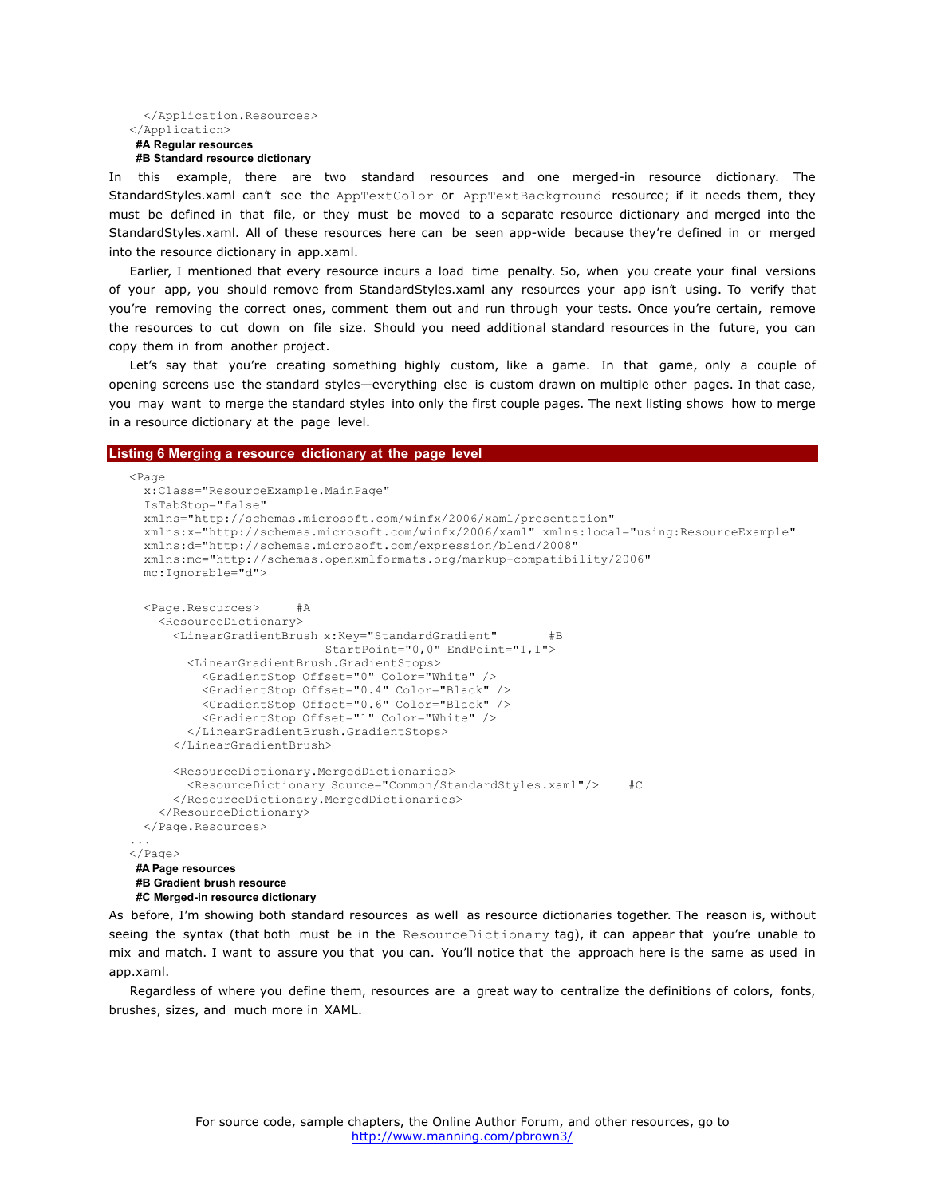```
    </Application.Resources>
  </Application>
```

**#A Regular resources**
**#B Standard resource dictionary**

In this example, there are two standard resources and one merged-in resource dictionary. The StandardStyles.xaml can't see the `AppTextColor` or `AppTextBackground` resource; if it needs them, they must be defined in that file, or they must be moved to a separate resource dictionary and merged into the StandardStyles.xaml. All of these resources here can be seen app-wide because they're defined in or merged into the resource dictionary in app.xaml.

Earlier, I mentioned that every resource incurs a load time penalty. So, when you create your final versions of your app, you should remove from StandardStyles.xaml any resources your app isn't using. To verify that you're removing the correct ones, comment them out and run through your tests. Once you're certain, remove the resources to cut down on file size. Should you need additional standard resources in the future, you can copy them in from another project.

Let's say that you're creating something highly custom, like a game. In that game, only a couple of opening screens use the standard styles—everything else is custom drawn on multiple other pages. In that case, you may want to merge the standard styles into only the first couple pages. The next listing shows how to merge in a resource dictionary at the page level.

**Listing 6 Merging a resource dictionary at the page level**

```
  <Page
    x:Class="ResourceExample.MainPage"
    IsTabStop="false"
    xmlns="http://schemas.microsoft.com/winfx/2006/xaml/presentation"
    xmlns:x="http://schemas.microsoft.com/winfx/2006/xaml" xmlns:local="using:ResourceExample"
    xmlns:d="http://schemas.microsoft.com/expression/blend/2008"
    xmlns:mc="http://schemas.openxmlformats.org/markup-compatibility/2006"
    mc:Ignorable="d">

    <Page.Resources>     #A
      <ResourceDictionary>
        <LinearGradientBrush x:Key="StandardGradient"        #B
                             StartPoint="0,0" EndPoint="1,1">
          <LinearGradientBrush.GradientStops>
            <GradientStop Offset="0" Color="White" />
            <GradientStop Offset="0.4" Color="Black" />
            <GradientStop Offset="0.6" Color="Black" />
            <GradientStop Offset="1" Color="White" />
          </LinearGradientBrush.GradientStops>
        </LinearGradientBrush>

        <ResourceDictionary.MergedDictionaries>
          <ResourceDictionary Source="Common/StandardStyles.xaml"/>     #C
        </ResourceDictionary.MergedDictionaries>
      </ResourceDictionary>
    </Page.Resources>
  ...
  </Page>
```

**#A Page resources**
**#B Gradient brush resource**
**#C Merged-in resource dictionary**

As before, I'm showing both standard resources as well as resource dictionaries together. The reason is, without seeing the syntax (that both must be in the `ResourceDictionary` tag), it can appear that you're unable to mix and match. I want to assure you that you can. You'll notice that the approach here is the same as used in app.xaml.

Regardless of where you define them, resources are a great way to centralize the definitions of colors, fonts, brushes, sizes, and much more in XAML.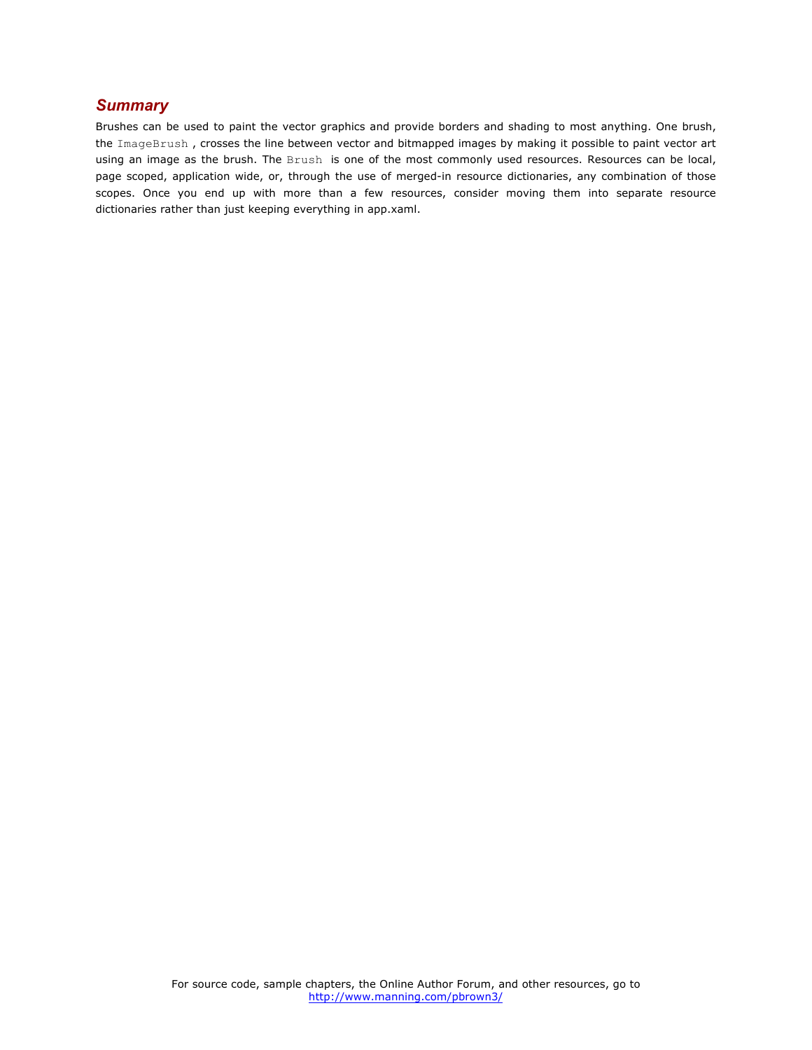## *Summary*

Brushes can be used to paint the vector graphics and provide borders and shading to most anything. One brush, the `ImageBrush`, crosses the line between vector and bitmapped images by making it possible to paint vector art using an image as the brush. The `Brush` is one of the most commonly used resources. Resources can be local, page scoped, application wide, or, through the use of merged-in resource dictionaries, any combination of those scopes. Once you end up with more than a few resources, consider moving them into separate resource dictionaries rather than just keeping everything in app.xaml.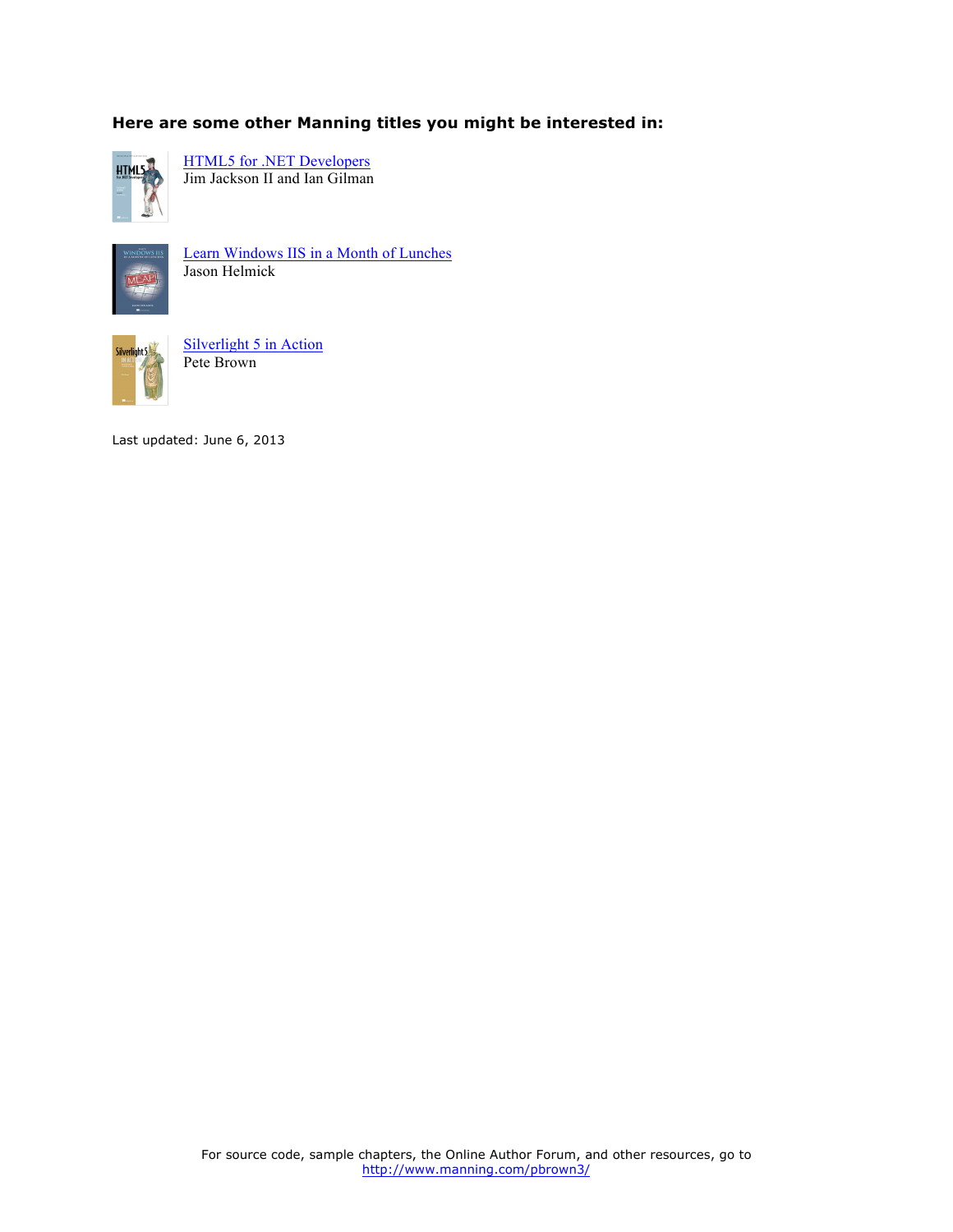**Here are some other Manning titles you might be interested in:**

[HTML5 for .NET Developers](http://www.manning.com/)
Jim Jackson II and Ian Gilman

[Learn Windows IIS in a Month of Lunches](http://www.manning.com/)
Jason Helmick

[Silverlight 5 in Action](http://www.manning.com/)
Pete Brown

Last updated: June 6, 2013

For source code, sample chapters, the Online Author Forum, and other resources, go to
http://www.manning.com/pbrown3/